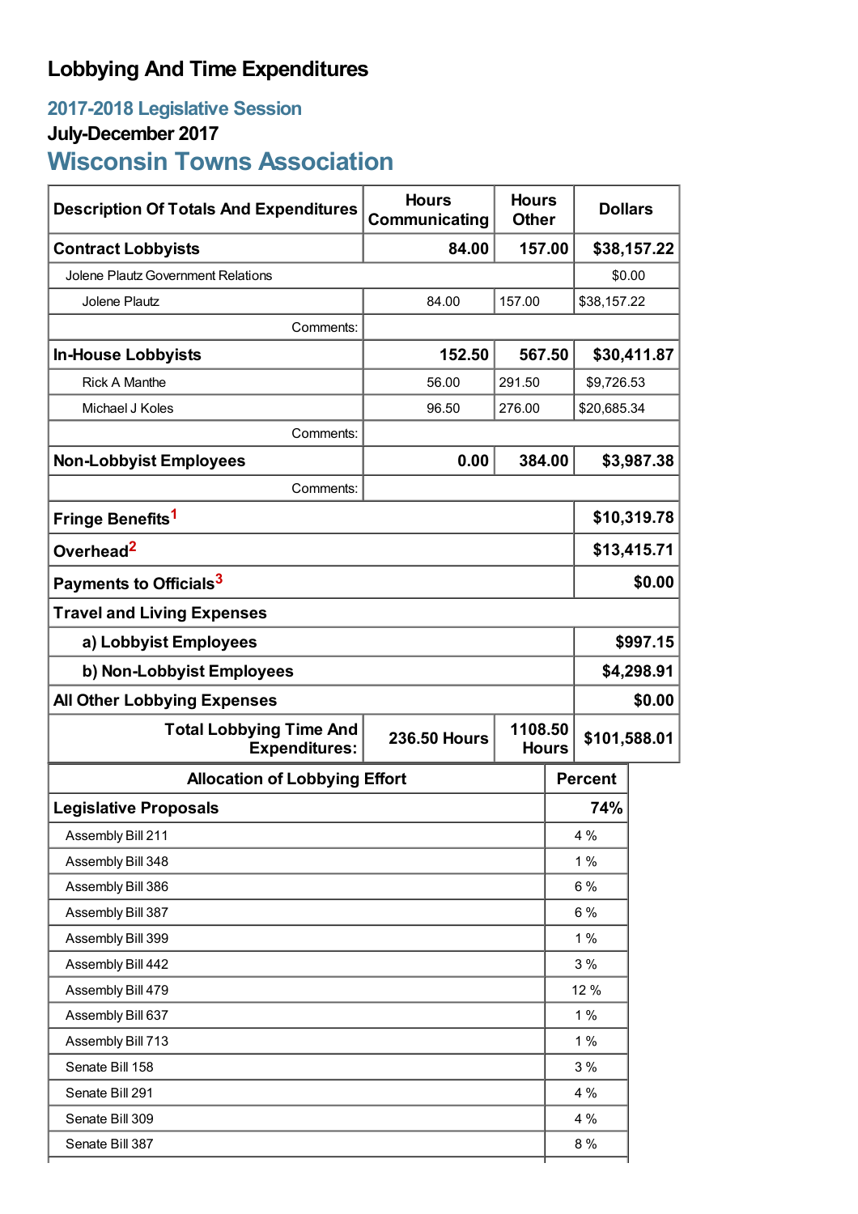# Lobbying And Time Expenditures

## 2017-2018 Legislative Session

### July-December 2017

## Wisconsin Towns Association

| Description Of Totals And Expenditures | Hours Communicating | Hours Other | Dollars |
|---|---|---|---|
| **Contract Lobbyists** | **84.00** | **157.00** | **$38,157.22** |
| Jolene Plautz Government Relations | | | $0.00 |
| Jolene Plautz | 84.00 | 157.00 | $38,157.22 |
| Comments: | | | |
| **In-House Lobbyists** | **152.50** | **567.50** | **$30,411.87** |
| Rick A Manthe | 56.00 | 291.50 | $9,726.53 |
| Michael J Koles | 96.50 | 276.00 | $20,685.34 |
| Comments: | | | |
| **Non-Lobbyist Employees** | **0.00** | **384.00** | **$3,987.38** |
| Comments: | | | |
| **Fringe Benefits[1]** | | | **$10,319.78** |
| **Overhead[2]** | | | **$13,415.71** |
| **Payments to Officials[3]** | | | **$0.00** |
| **Travel and Living Expenses** | | | |
| **a) Lobbyist Employees** | | | **$997.15** |
| **b) Non-Lobbyist Employees** | | | **$4,298.91** |
| **All Other Lobbying Expenses** | | | **$0.00** |
| **Total Lobbying Time And Expenditures:** | **236.50 Hours** | **1108.50 Hours** | **$101,588.01** |

| Allocation of Lobbying Effort | Percent |
|---|---|
| **Legislative Proposals** | **74%** |
| Assembly Bill 211 | 4 % |
| Assembly Bill 348 | 1 % |
| Assembly Bill 386 | 6 % |
| Assembly Bill 387 | 6 % |
| Assembly Bill 399 | 1 % |
| Assembly Bill 442 | 3 % |
| Assembly Bill 479 | 12 % |
| Assembly Bill 637 | 1 % |
| Assembly Bill 713 | 1 % |
| Senate Bill 158 | 3 % |
| Senate Bill 291 | 4 % |
| Senate Bill 309 | 4 % |
| Senate Bill 387 | 8 % |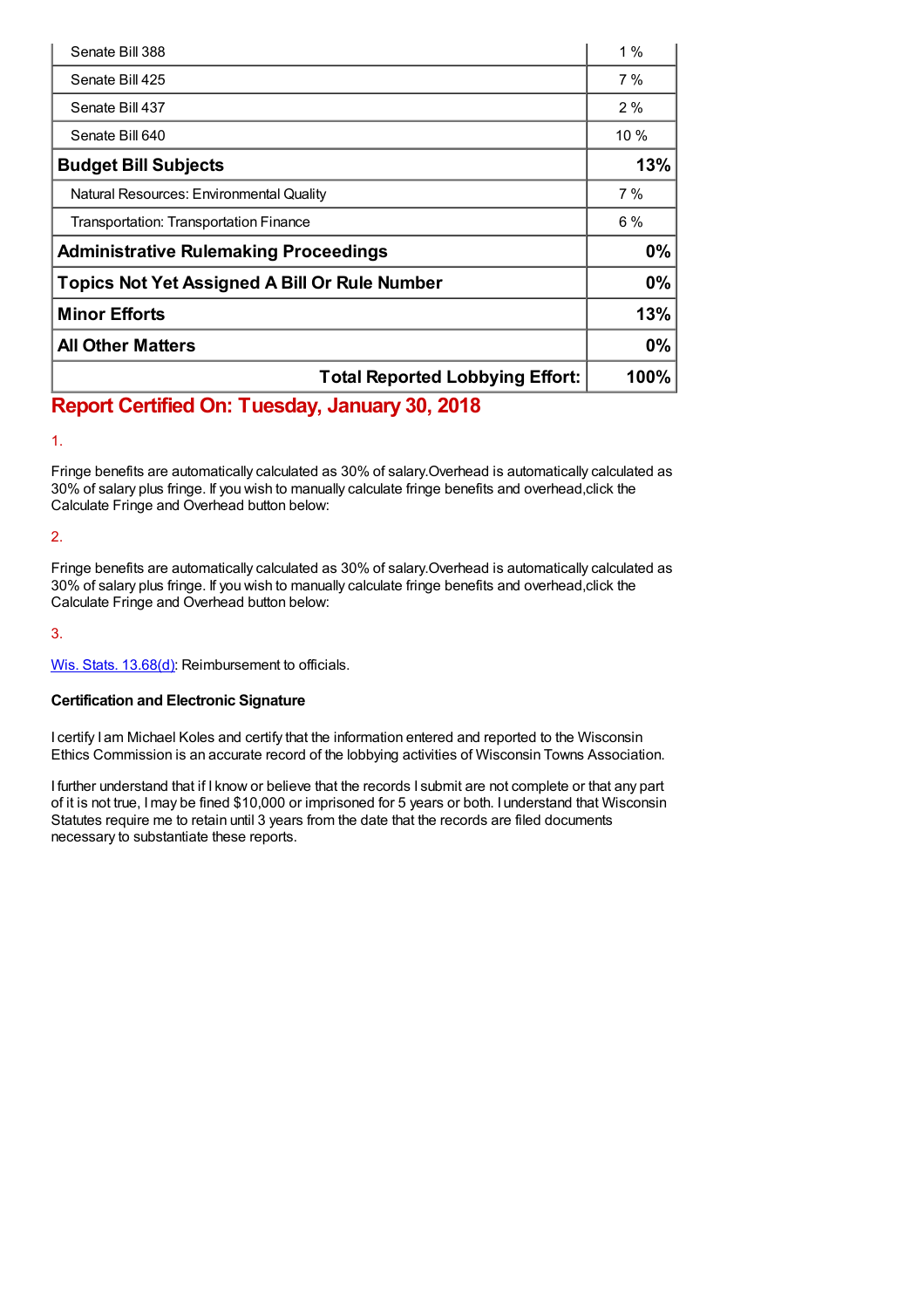| | |
|---|---|
| Senate Bill 388 | 1 % |
| Senate Bill 425 | 7 % |
| Senate Bill 437 | 2 % |
| Senate Bill 640 | 10 % |
| **Budget Bill Subjects** | **13%** |
| Natural Resources: Environmental Quality | 7 % |
| Transportation: Transportation Finance | 6 % |
| **Administrative Rulemaking Proceedings** | **0%** |
| **Topics Not Yet Assigned A Bill Or Rule Number** | **0%** |
| **Minor Efforts** | **13%** |
| **All Other Matters** | **0%** |
| **Total Reported Lobbying Effort:** | **100%** |

## Report Certified On: Tuesday, January 30, 2018

1.

Fringe benefits are automatically calculated as 30% of salary.Overhead is automatically calculated as 30% of salary plus fringe. If you wish to manually calculate fringe benefits and overhead,click the Calculate Fringe and Overhead button below:

2.

Fringe benefits are automatically calculated as 30% of salary.Overhead is automatically calculated as 30% of salary plus fringe. If you wish to manually calculate fringe benefits and overhead,click the Calculate Fringe and Overhead button below:

3.

Wis. Stats. 13.68(d): Reimbursement to officials.

**Certification and Electronic Signature**

I certify I am Michael Koles and certify that the information entered and reported to the Wisconsin Ethics Commission is an accurate record of the lobbying activities of Wisconsin Towns Association.

I further understand that if I know or believe that the records I submit are not complete or that any part of it is not true, I may be fined $10,000 or imprisoned for 5 years or both. I understand that Wisconsin Statutes require me to retain until 3 years from the date that the records are filed documents necessary to substantiate these reports.